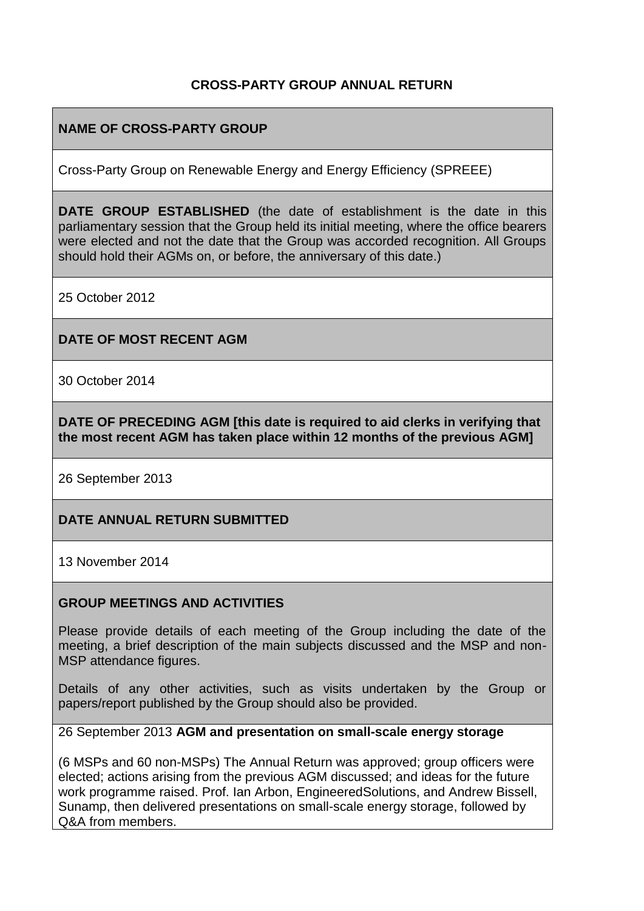# CROSS-PARTY GROUP ANNUAL RETURN

**NAME OF CROSS-PARTY GROUP**

Cross-Party Group on Renewable Energy and Energy Efficiency (SPREEE)

**DATE GROUP ESTABLISHED** (the date of establishment is the date in this parliamentary session that the Group held its initial meeting, where the office bearers were elected and not the date that the Group was accorded recognition. All Groups should hold their AGMs on, or before, the anniversary of this date.)

25 October 2012

**DATE OF MOST RECENT AGM**

30 October 2014

**DATE OF PRECEDING AGM [this date is required to aid clerks in verifying that the most recent AGM has taken place within 12 months of the previous AGM]**

26 September 2013

**DATE ANNUAL RETURN SUBMITTED**

13 November 2014

**GROUP MEETINGS AND ACTIVITIES**

Please provide details of each meeting of the Group including the date of the meeting, a brief description of the main subjects discussed and the MSP and non-MSP attendance figures.

Details of any other activities, such as visits undertaken by the Group or papers/report published by the Group should also be provided.

26 September 2013 **AGM and presentation on small-scale energy storage**

(6 MSPs and 60 non-MSPs) The Annual Return was approved; group officers were elected; actions arising from the previous AGM discussed; and ideas for the future work programme raised. Prof. Ian Arbon, EngineeredSolutions, and Andrew Bissell, Sunamp, then delivered presentations on small-scale energy storage, followed by Q&A from members.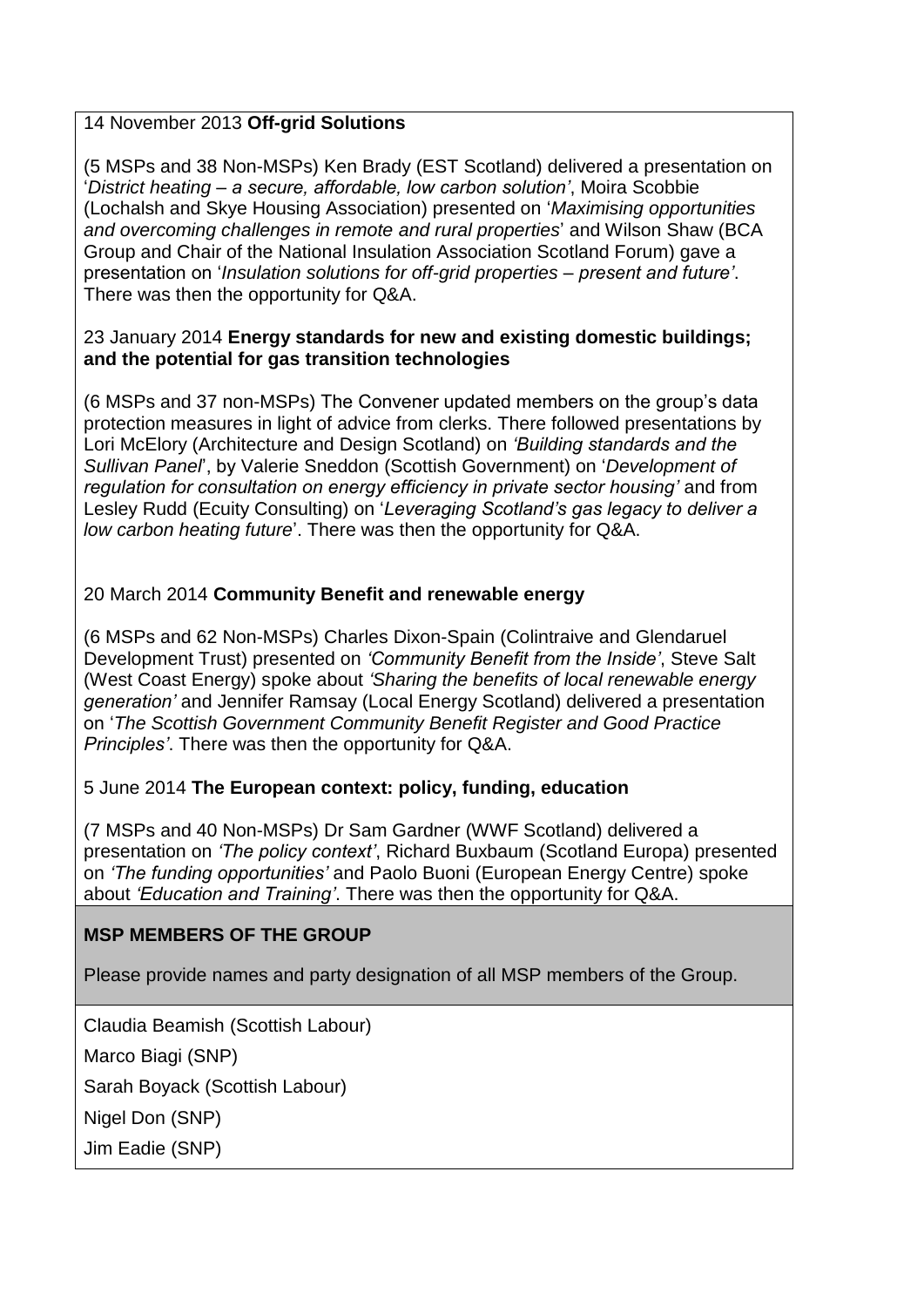14 November 2013 **Off-grid Solutions**

(5 MSPs and 38 Non-MSPs) Ken Brady (EST Scotland) delivered a presentation on '*District heating – a secure, affordable, low carbon solution'*, Moira Scobbie (Lochalsh and Skye Housing Association) presented on '*Maximising opportunities and overcoming challenges in remote and rural properties*' and Wilson Shaw (BCA Group and Chair of the National Insulation Association Scotland Forum) gave a presentation on '*Insulation solutions for off-grid properties – present and future'*. There was then the opportunity for Q&A.

23 January 2014 **Energy standards for new and existing domestic buildings; and the potential for gas transition technologies**

(6 MSPs and 37 non-MSPs) The Convener updated members on the group's data protection measures in light of advice from clerks. There followed presentations by Lori McElory (Architecture and Design Scotland) on *'Building standards and the Sullivan Panel*', by Valerie Sneddon (Scottish Government) on '*Development of regulation for consultation on energy efficiency in private sector housing'* and from Lesley Rudd (Ecuity Consulting) on '*Leveraging Scotland's gas legacy to deliver a low carbon heating future*'. There was then the opportunity for Q&A.

20 March 2014 **Community Benefit and renewable energy**

(6 MSPs and 62 Non-MSPs) Charles Dixon-Spain (Colintraive and Glendaruel Development Trust) presented on *'Community Benefit from the Inside'*, Steve Salt (West Coast Energy) spoke about *'Sharing the benefits of local renewable energy generation'* and Jennifer Ramsay (Local Energy Scotland) delivered a presentation on '*The Scottish Government Community Benefit Register and Good Practice Principles'*. There was then the opportunity for Q&A.

5 June 2014 **The European context: policy, funding, education**

(7 MSPs and 40 Non-MSPs) Dr Sam Gardner (WWF Scotland) delivered a presentation on *'The policy context'*, Richard Buxbaum (Scotland Europa) presented on *'The funding opportunities'* and Paolo Buoni (European Energy Centre) spoke about *'Education and Training'*. There was then the opportunity for Q&A.

**MSP MEMBERS OF THE GROUP**

Please provide names and party designation of all MSP members of the Group.

Claudia Beamish (Scottish Labour)

Marco Biagi (SNP)

Sarah Boyack (Scottish Labour)

Nigel Don (SNP)

Jim Eadie (SNP)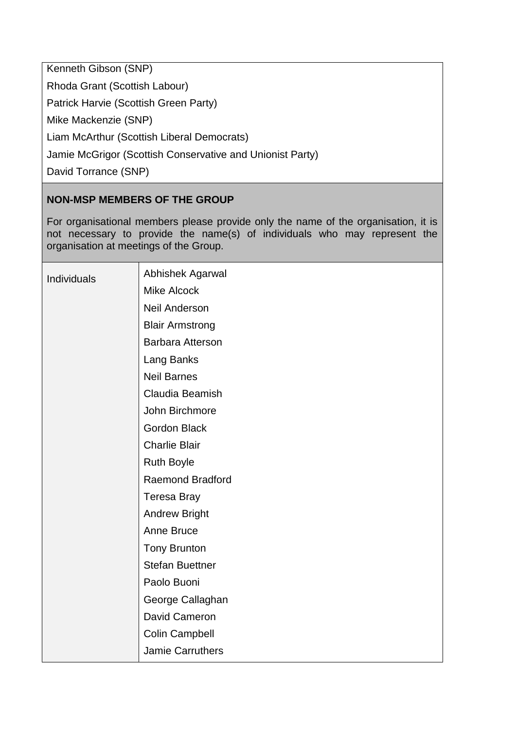| Kenneth Gibson (SNP) |
|---|
| Rhoda Grant (Scottish Labour) |
| Patrick Harvie (Scottish Green Party) |
| Mike Mackenzie (SNP) |
| Liam McArthur (Scottish Liberal Democrats) |
| Jamie McGrigor (Scottish Conservative and Unionist Party) |
| David Torrance (SNP) |

**NON-MSP MEMBERS OF THE GROUP**

For organisational members please provide only the name of the organisation, it is not necessary to provide the name(s) of individuals who may represent the organisation at meetings of the Group.

| Individuals | Abhishek Agarwal |
|---|---|
| | Mike Alcock |
| | Neil Anderson |
| | Blair Armstrong |
| | Barbara Atterson |
| | Lang Banks |
| | Neil Barnes |
| | Claudia Beamish |
| | John Birchmore |
| | Gordon Black |
| | Charlie Blair |
| | Ruth Boyle |
| | Raemond Bradford |
| | Teresa Bray |
| | Andrew Bright |
| | Anne Bruce |
| | Tony Brunton |
| | Stefan Buettner |
| | Paolo Buoni |
| | George Callaghan |
| | David Cameron |
| | Colin Campbell |
| | Jamie Carruthers |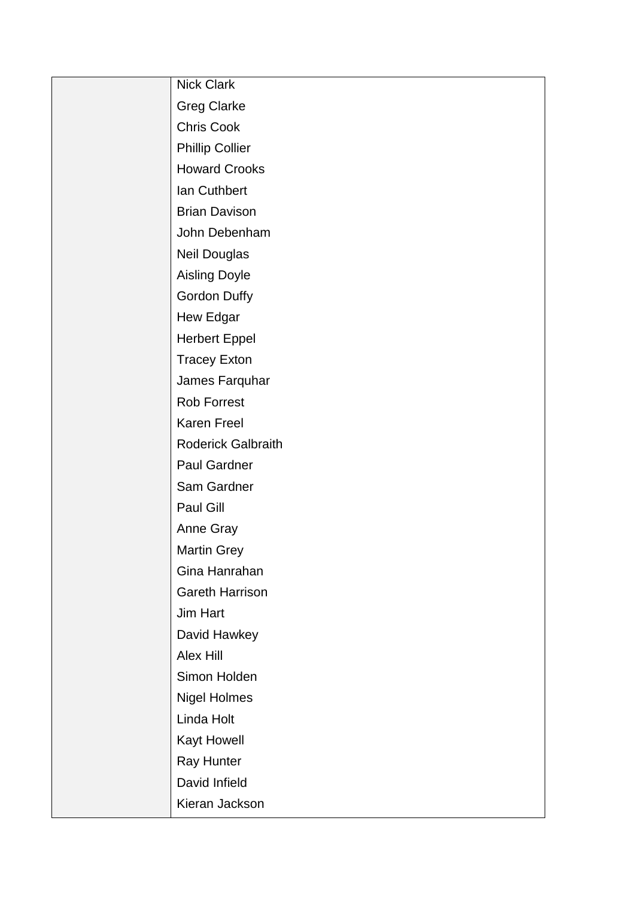|  |  |
| --- | --- |
|  | Nick Clark<br>Greg Clarke<br>Chris Cook<br>Phillip Collier<br>Howard Crooks<br>Ian Cuthbert<br>Brian Davison<br>John Debenham<br>Neil Douglas<br>Aisling Doyle<br>Gordon Duffy<br>Hew Edgar<br>Herbert Eppel<br>Tracey Exton<br>James Farquhar<br>Rob Forrest<br>Karen Freel<br>Roderick Galbraith<br>Paul Gardner<br>Sam Gardner<br>Paul Gill<br>Anne Gray<br>Martin Grey<br>Gina Hanrahan<br>Gareth Harrison<br>Jim Hart<br>David Hawkey<br>Alex Hill<br>Simon Holden<br>Nigel Holmes<br>Linda Holt<br>Kayt Howell<br>Ray Hunter<br>David Infield<br>Kieran Jackson |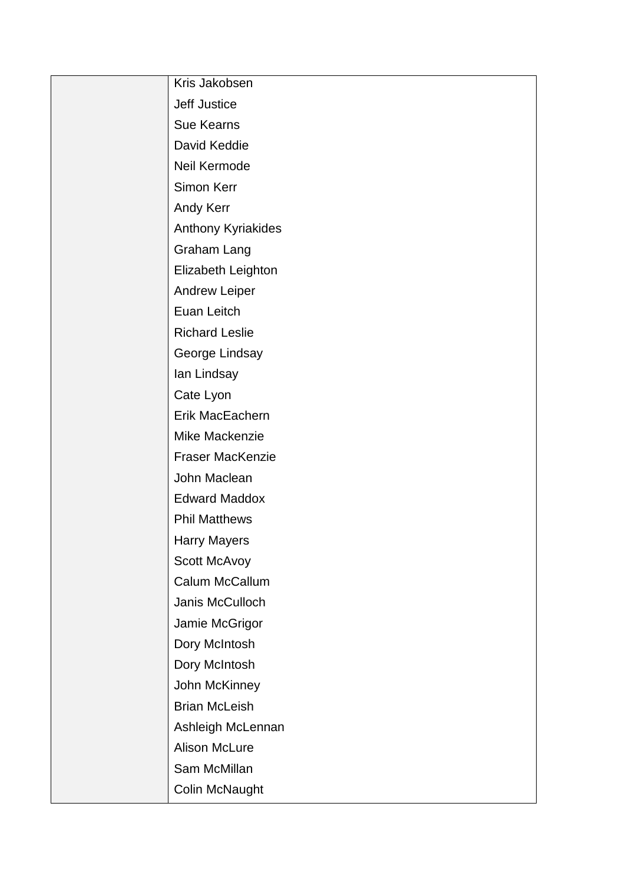| | |
|---|---|
| | Kris Jakobsen<br>Jeff Justice<br>Sue Kearns<br>David Keddie<br>Neil Kermode<br>Simon Kerr<br>Andy Kerr<br>Anthony Kyriakides<br>Graham Lang<br>Elizabeth Leighton<br>Andrew Leiper<br>Euan Leitch<br>Richard Leslie<br>George Lindsay<br>Ian Lindsay<br>Cate Lyon<br>Erik MacEachern<br>Mike Mackenzie<br>Fraser MacKenzie<br>John Maclean<br>Edward Maddox<br>Phil Matthews<br>Harry Mayers<br>Scott McAvoy<br>Calum McCallum<br>Janis McCulloch<br>Jamie McGrigor<br>Dory McIntosh<br>Dory McIntosh<br>John McKinney<br>Brian McLeish<br>Ashleigh McLennan<br>Alison McLure<br>Sam McMillan<br>Colin McNaught |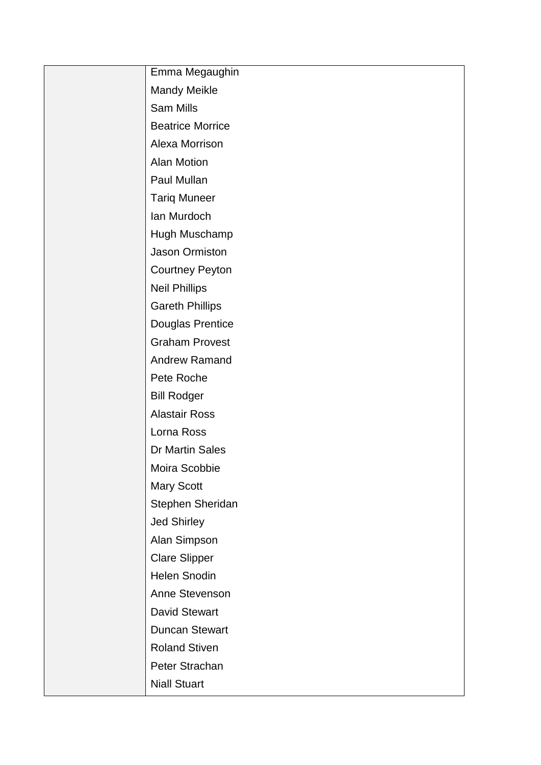| | |
|---|---|
| | Emma Megaughin<br>Mandy Meikle<br>Sam Mills<br>Beatrice Morrice<br>Alexa Morrison<br>Alan Motion<br>Paul Mullan<br>Tariq Muneer<br>Ian Murdoch<br>Hugh Muschamp<br>Jason Ormiston<br>Courtney Peyton<br>Neil Phillips<br>Gareth Phillips<br>Douglas Prentice<br>Graham Provest<br>Andrew Ramand<br>Pete Roche<br>Bill Rodger<br>Alastair Ross<br>Lorna Ross<br>Dr Martin Sales<br>Moira Scobbie<br>Mary Scott<br>Stephen Sheridan<br>Jed Shirley<br>Alan Simpson<br>Clare Slipper<br>Helen Snodin<br>Anne Stevenson<br>David Stewart<br>Duncan Stewart<br>Roland Stiven<br>Peter Strachan<br>Niall Stuart |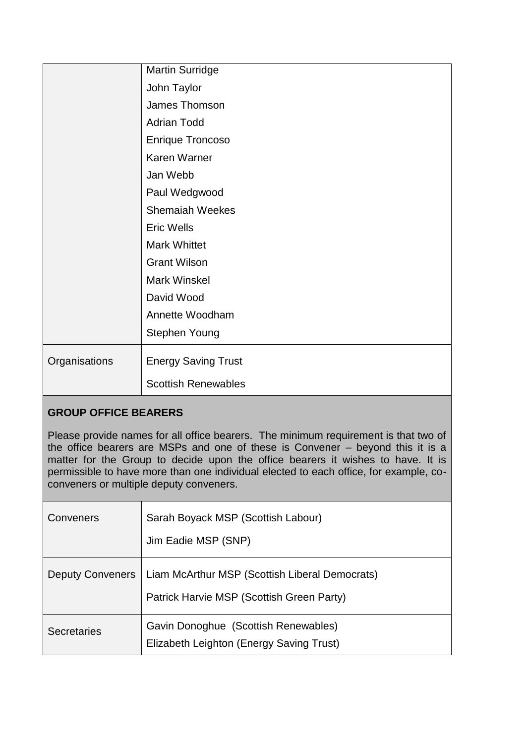| | |
|---|---|
| | Martin Surridge<br>John Taylor<br>James Thomson<br>Adrian Todd<br>Enrique Troncoso<br>Karen Warner<br>Jan Webb<br>Paul Wedgwood<br>Shemaiah Weekes<br>Eric Wells<br>Mark Whittet<br>Grant Wilson<br>Mark Winskel<br>David Wood<br>Annette Woodham<br>Stephen Young |
| Organisations | Energy Saving Trust<br>Scottish Renewables |

**GROUP OFFICE BEARERS**

Please provide names for all office bearers. The minimum requirement is that two of the office bearers are MSPs and one of these is Convener – beyond this it is a matter for the Group to decide upon the office bearers it wishes to have. It is permissible to have more than one individual elected to each office, for example, co-conveners or multiple deputy conveners.

| | |
|---|---|
| Conveners | Sarah Boyack MSP (Scottish Labour)<br>Jim Eadie MSP (SNP) |
| Deputy Conveners | Liam McArthur MSP (Scottish Liberal Democrats)<br>Patrick Harvie MSP (Scottish Green Party) |
| Secretaries | Gavin Donoghue (Scottish Renewables)<br>Elizabeth Leighton (Energy Saving Trust) |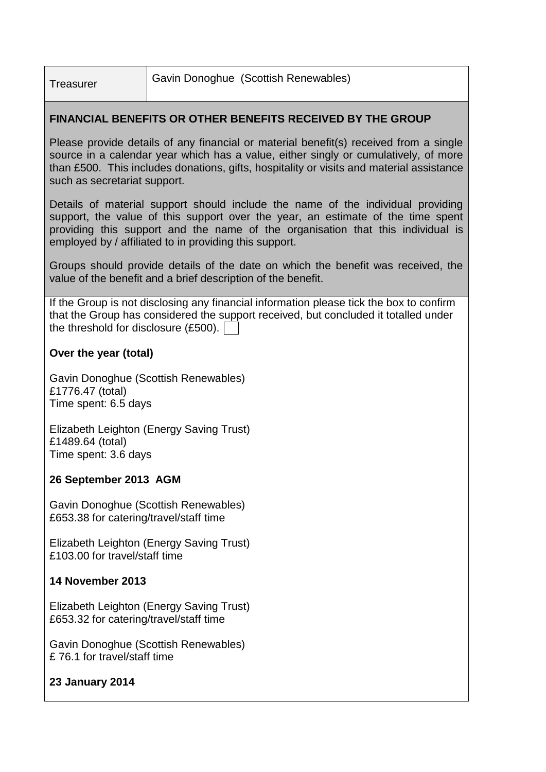| Treasurer | Gavin Donoghue (Scottish Renewables) |
|---|---|

**FINANCIAL BENEFITS OR OTHER BENEFITS RECEIVED BY THE GROUP**

Please provide details of any financial or material benefit(s) received from a single source in a calendar year which has a value, either singly or cumulatively, of more than £500. This includes donations, gifts, hospitality or visits and material assistance such as secretariat support.

Details of material support should include the name of the individual providing support, the value of this support over the year, an estimate of the time spent providing this support and the name of the organisation that this individual is employed by / affiliated to in providing this support.

Groups should provide details of the date on which the benefit was received, the value of the benefit and a brief description of the benefit.

If the Group is not disclosing any financial information please tick the box to confirm that the Group has considered the support received, but concluded it totalled under the threshold for disclosure (£500). ☐

**Over the year (total)**

Gavin Donoghue (Scottish Renewables)
£1776.47 (total)
Time spent: 6.5 days

Elizabeth Leighton (Energy Saving Trust)
£1489.64 (total)
Time spent: 3.6 days

**26 September 2013 AGM**

Gavin Donoghue (Scottish Renewables)
£653.38 for catering/travel/staff time

Elizabeth Leighton (Energy Saving Trust)
£103.00 for travel/staff time

**14 November 2013**

Elizabeth Leighton (Energy Saving Trust)
£653.32 for catering/travel/staff time

Gavin Donoghue (Scottish Renewables)
£ 76.1 for travel/staff time

**23 January 2014**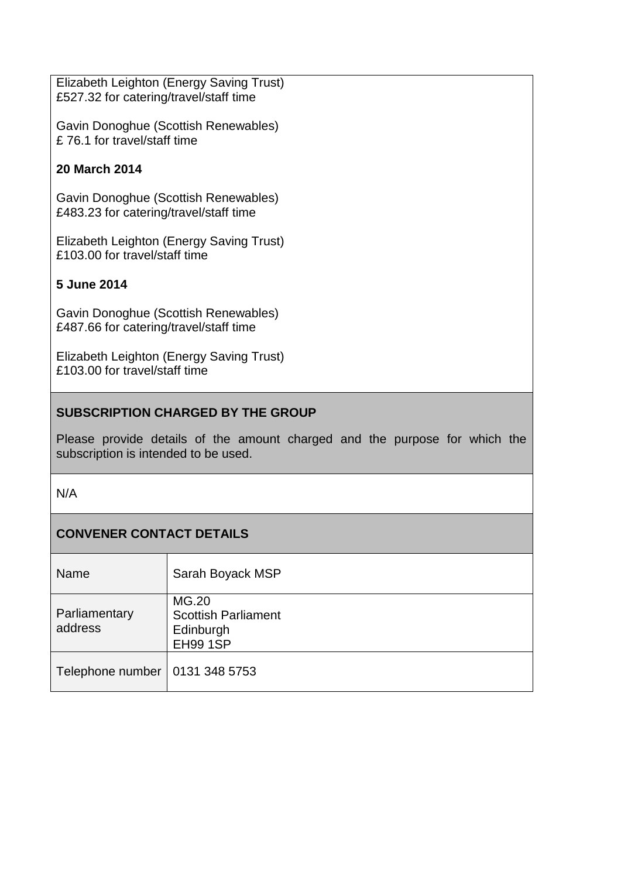Elizabeth Leighton (Energy Saving Trust)
£527.32 for catering/travel/staff time

Gavin Donoghue (Scottish Renewables)
£ 76.1 for travel/staff time

**20 March 2014**

Gavin Donoghue (Scottish Renewables)
£483.23 for catering/travel/staff time

Elizabeth Leighton (Energy Saving Trust)
£103.00 for travel/staff time

**5 June 2014**

Gavin Donoghue (Scottish Renewables)
£487.66 for catering/travel/staff time

Elizabeth Leighton (Energy Saving Trust)
£103.00 for travel/staff time

## SUBSCRIPTION CHARGED BY THE GROUP

Please provide details of the amount charged and the purpose for which the subscription is intended to be used.

N/A

## CONVENER CONTACT DETAILS

| | |
|---|---|
| Name | Sarah Boyack MSP |
| Parliamentary address | MG.20<br>Scottish Parliament<br>Edinburgh<br>EH99 1SP |
| Telephone number | 0131 348 5753 |